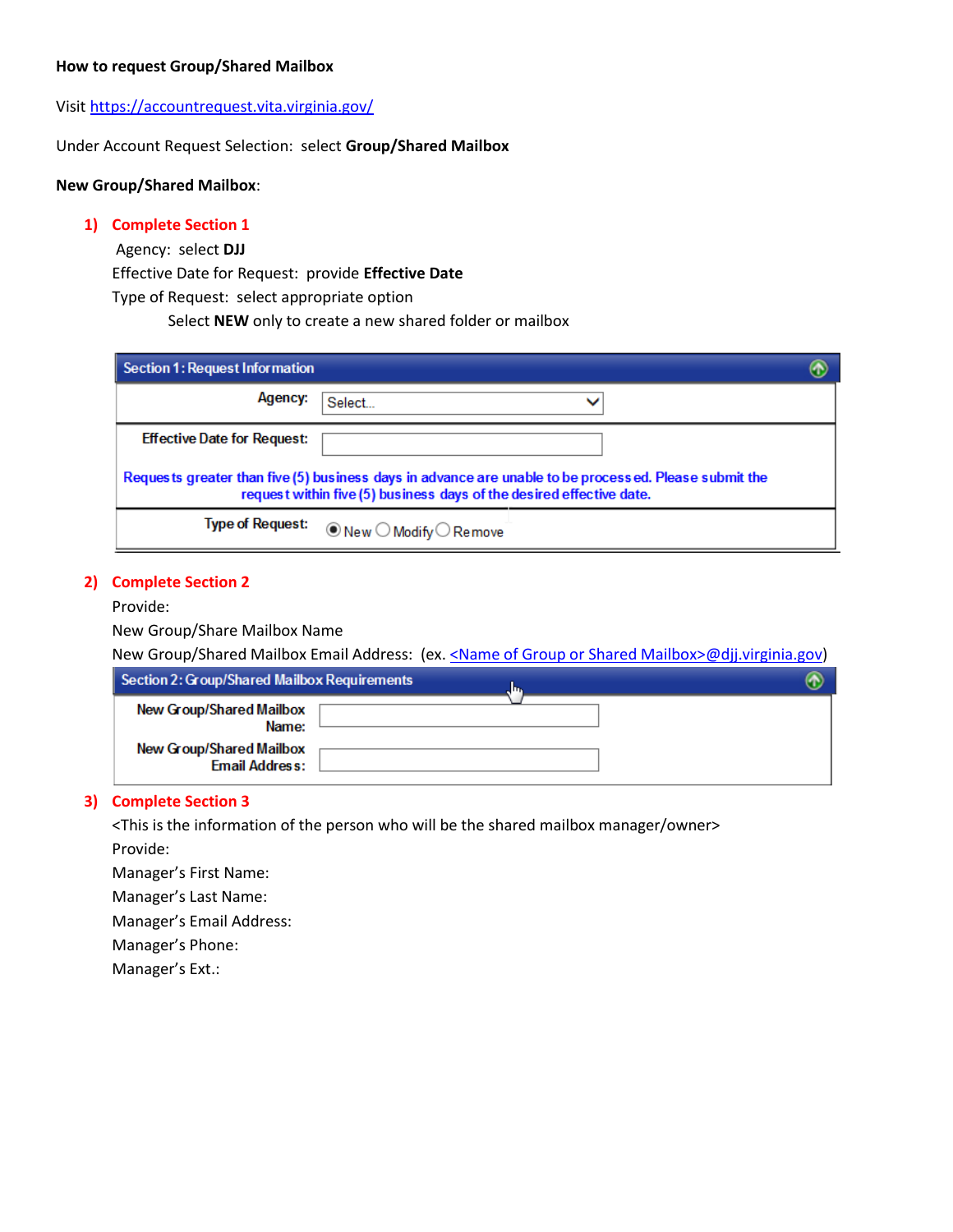**How to request Group/Shared Mailbox**

Visit [https://accountrequest.vita.virginia.gov/](https://accountrequest.vita.virginia.gov/)

Under Account Request Selection: select **Group/Shared Mailbox**

**New Group/Shared Mailbox**:

1) **Complete Section 1**

   Agency: select **DJJ**

   Effective Date for Request: provide **Effective Date**

   Type of Request: select appropriate option

   Select **NEW** only to create a new shared folder or mailbox

**Section 1: Request Information**

| | |
|---|---|
| **Agency:** | Select... |
| **Effective Date for Request:** | |
| **Requests greater than five (5) business days in advance are unable to be processed. Please submit the request within five (5) business days of the desired effective date.** | |
| **Type of Request:** | (•) New ( ) Modify ( ) Remove |

2) **Complete Section 2**

   Provide:

   New Group/Share Mailbox Name

   New Group/Shared Mailbox Email Address: (ex. <Name of Group or Shared Mailbox>@djj.virginia.gov)

**Section 2: Group/Shared Mailbox Requirements**

| | |
|---|---|
| **New Group/Shared Mailbox Name:** | |
| **New Group/Shared Mailbox Email Address:** | |

3) **Complete Section 3**

   <This is the information of the person who will be the shared mailbox manager/owner>

   Provide:

   Manager's First Name:

   Manager's Last Name:

   Manager's Email Address:

   Manager's Phone:

   Manager's Ext.: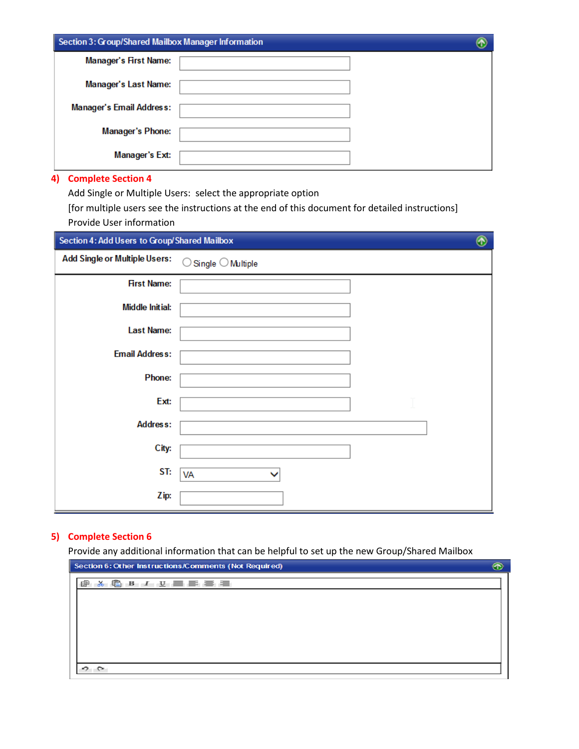**Section 3: Group/Shared Mailbox Manager Information**

Manager's First Name:

Manager's Last Name:

Manager's Email Address:

Manager's Phone:

Manager's Ext:

**4) Complete Section 4**

Add Single or Multiple Users: select the appropriate option

[for multiple users see the instructions at the end of this document for detailed instructions]

Provide User information

**Section 4: Add Users to Group/Shared Mailbox**

Add Single or Multiple Users: ○ Single ○ Multiple

First Name:

Middle Initial:

Last Name:

Email Address:

Phone:

Ext:

Address:

City:

ST: VA

Zip:

**5) Complete Section 6**

Provide any additional information that can be helpful to set up the new Group/Shared Mailbox

**Section 6: Other Instructions/Comments (Not Required)**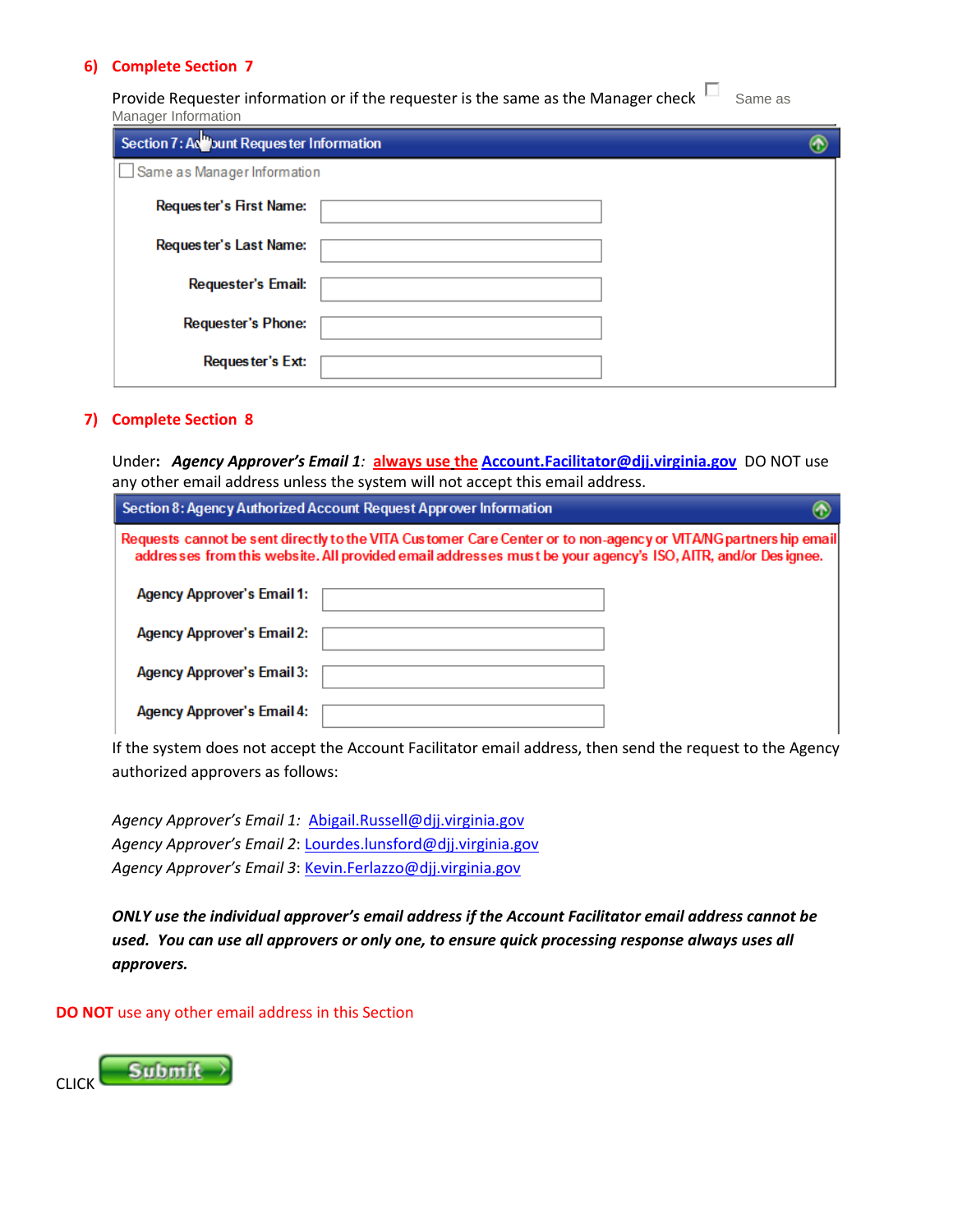6) **Complete Section 7**

Provide Requester information or if the requester is the same as the Manager check ☐ Same as Manager Information

**Section 7: Account Requester Information**

☐ Same as Manager Information

**Requester's First Name:**

**Requester's Last Name:**

**Requester's Email:**

**Requester's Phone:**

**Requester's Ext:**

7) **Complete Section 8**

Under: ***Agency Approver's Email 1***: always use the **Account.Facilitator@djj.virginia.gov** DO NOT use any other email address unless the system will not accept this email address.

**Section 8: Agency Authorized Account Request Approver Information**

Requests cannot be sent directly to the VITA Customer Care Center or to non-agency or VITA/NG partnership email addresses from this website. All provided email addresses must be your agency's ISO, AITR, and/or Designee.

**Agency Approver's Email 1:**

**Agency Approver's Email 2:**

**Agency Approver's Email 3:**

**Agency Approver's Email 4:**

If the system does not accept the Account Facilitator email address, then send the request to the Agency authorized approvers as follows:

*Agency Approver's Email 1:* Abigail.Russell@djj.virginia.gov
*Agency Approver's Email 2*: Lourdes.lunsford@djj.virginia.gov
*Agency Approver's Email 3*: Kevin.Ferlazzo@djj.virginia.gov

***ONLY use the individual approver's email address if the Account Facilitator email address cannot be used. You can use all approvers or only one, to ensure quick processing response always uses all approvers.***

**DO NOT** use any other email address in this Section

CLICK **Submit**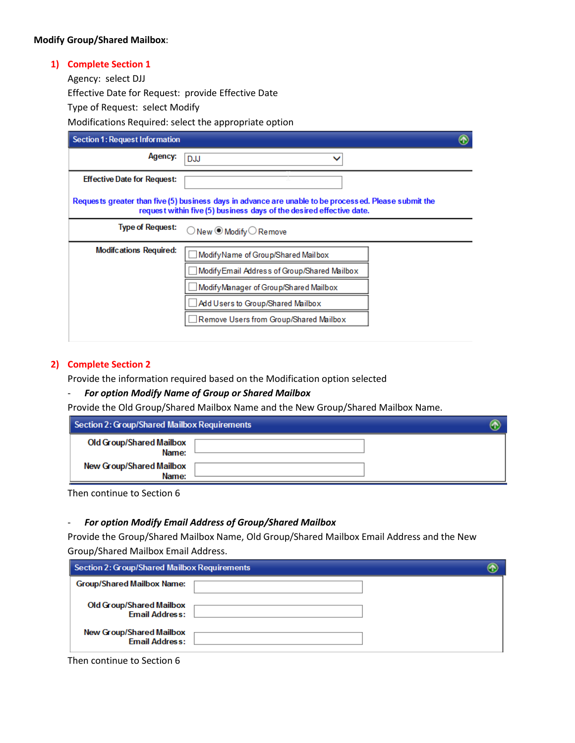**Modify Group/Shared Mailbox**:

1) **Complete Section 1**

Agency: select DJJ

Effective Date for Request: provide Effective Date

Type of Request: select Modify

Modifications Required: select the appropriate option

**Section 1: Request Information**

| | |
|---|---|
| **Agency:** | DJJ |
| **Effective Date for Request:** | |

Requests greater than five (5) business days in advance are unable to be processed. Please submit the request within five (5) business days of the desired effective date.

| | |
|---|---|
| **Type of Request:** | ○ New ◉ Modify ○ Remove |
| **Modifcations Required:** | ☐ Modify Name of Group/Shared Mailbox |
| | ☐ Modify Email Address of Group/Shared Mailbox |
| | ☐ Modify Manager of Group/Shared Mailbox |
| | ☐ Add Users to Group/Shared Mailbox |
| | ☐ Remove Users from Group/Shared Mailbox |

2) **Complete Section 2**

Provide the information required based on the Modification option selected

- ***For option Modify Name of Group or Shared Mailbox***

Provide the Old Group/Shared Mailbox Name and the New Group/Shared Mailbox Name.

**Section 2: Group/Shared Mailbox Requirements**

| | |
|---|---|
| **Old Group/Shared Mailbox Name:** | |
| **New Group/Shared Mailbox Name:** | |

Then continue to Section 6

- ***For option Modify Email Address of Group/Shared Mailbox***

Provide the Group/Shared Mailbox Name, Old Group/Shared Mailbox Email Address and the New Group/Shared Mailbox Email Address.

**Section 2: Group/Shared Mailbox Requirements**

| | |
|---|---|
| **Group/Shared Mailbox Name:** | |
| **Old Group/Shared Mailbox Email Address:** | |
| **New Group/Shared Mailbox Email Address:** | |

Then continue to Section 6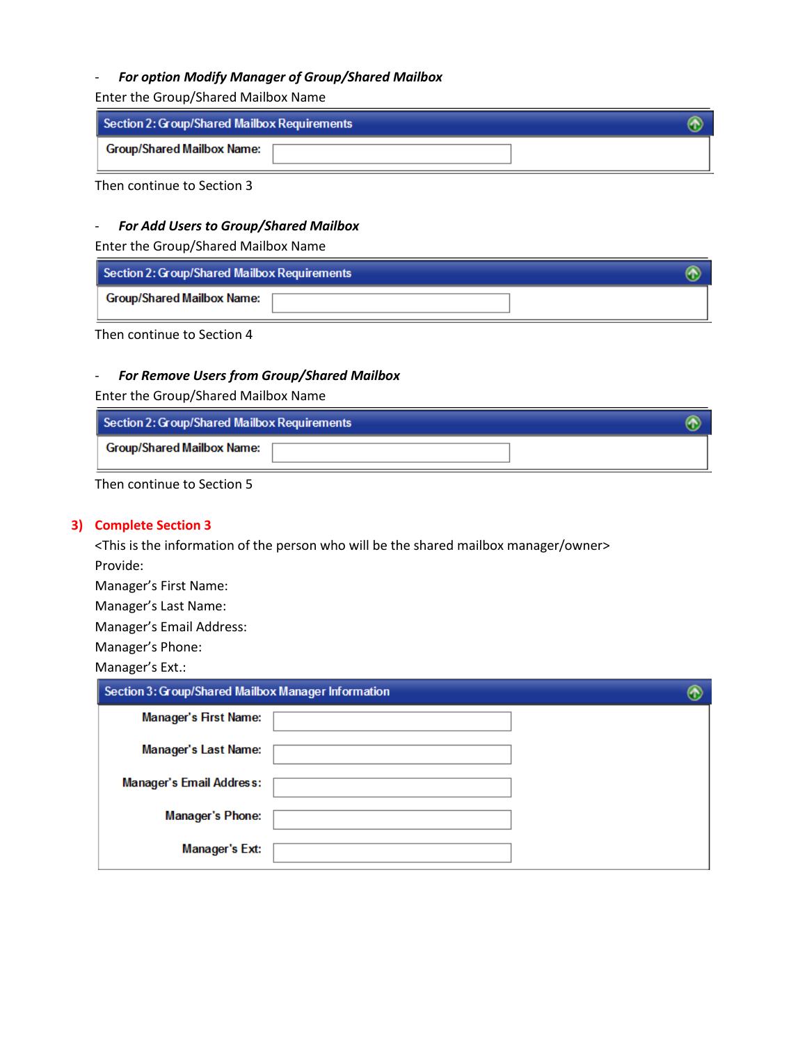- ***For option Modify Manager of Group/Shared Mailbox***

Enter the Group/Shared Mailbox Name

| Section 2: Group/Shared Mailbox Requirements | |
|---|---|
| Group/Shared Mailbox Name: | |

Then continue to Section 3

- ***For Add Users to Group/Shared Mailbox***

Enter the Group/Shared Mailbox Name

| Section 2: Group/Shared Mailbox Requirements | |
|---|---|
| Group/Shared Mailbox Name: | |

Then continue to Section 4

- ***For Remove Users from Group/Shared Mailbox***

Enter the Group/Shared Mailbox Name

| Section 2: Group/Shared Mailbox Requirements | |
|---|---|
| Group/Shared Mailbox Name: | |

Then continue to Section 5

**3) Complete Section 3**

<This is the information of the person who will be the shared mailbox manager/owner>

Provide:

Manager's First Name:

Manager's Last Name:

Manager's Email Address:

Manager's Phone:

Manager's Ext.:

| Section 3: Group/Shared Mailbox Manager Information | |
|---|---|
| Manager's First Name: | |
| Manager's Last Name: | |
| Manager's Email Address: | |
| Manager's Phone: | |
| Manager's Ext: | |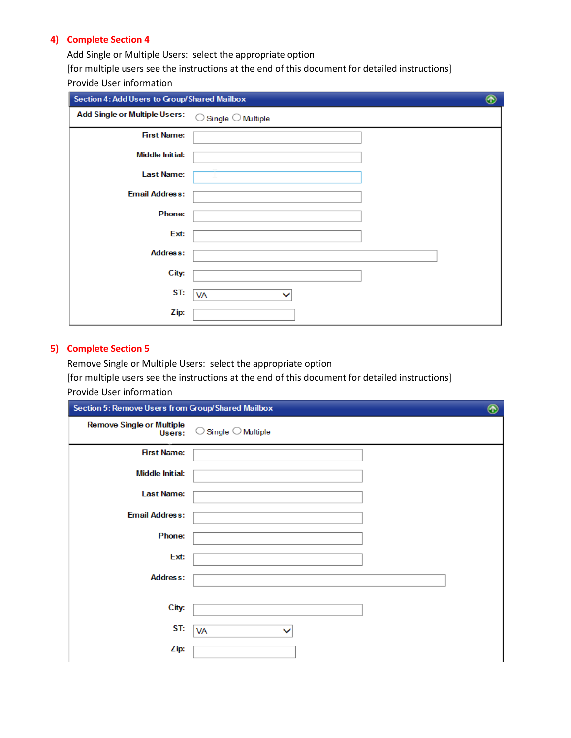**4) Complete Section 4**

Add Single or Multiple Users: select the appropriate option

[for multiple users see the instructions at the end of this document for detailed instructions]

Provide User information

| Section 4: Add Users to Group/Shared Mailbox | |
|---|---|
| Add Single or Multiple Users: | ◯ Single ◯ Multiple |
| First Name: | |
| Middle Initial: | |
| Last Name: | |
| Email Address: | |
| Phone: | |
| Ext: | |
| Address: | |
| City: | |
| ST: | VA |
| Zip: | |

**5) Complete Section 5**

Remove Single or Multiple Users: select the appropriate option

[for multiple users see the instructions at the end of this document for detailed instructions]

Provide User information

| Section 5: Remove Users from Group/Shared Mailbox | |
|---|---|
| Remove Single or Multiple Users: | ◯ Single ◯ Multiple |
| First Name: | |
| Middle Initial: | |
| Last Name: | |
| Email Address: | |
| Phone: | |
| Ext: | |
| Address: | |
| City: | |
| ST: | VA |
| Zip: | |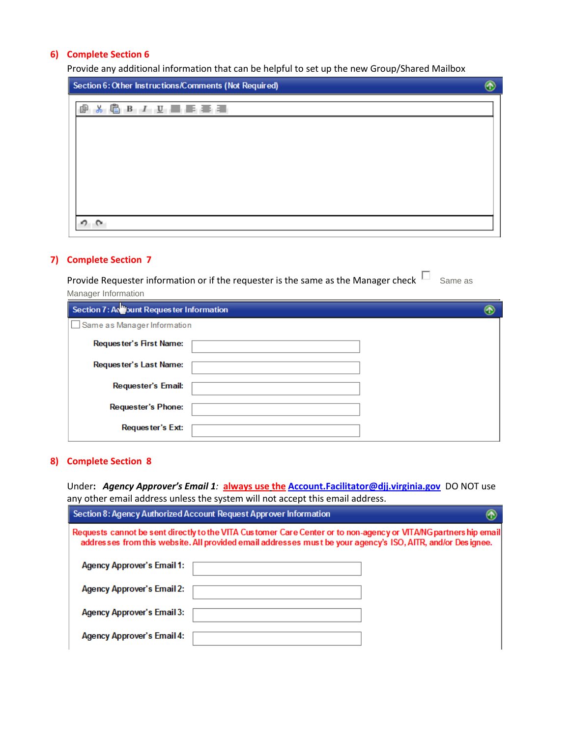## 6) Complete Section 6

Provide any additional information that can be helpful to set up the new Group/Shared Mailbox

**Section 6: Other Instructions/Comments (Not Required)**

## 7) Complete Section 7

Provide Requester information or if the requester is the same as the Manager check ☐ Same as Manager Information

**Section 7: Account Requester Information**

☐ Same as Manager Information

| | |
|---|---|
| **Requester's First Name:** | |
| **Requester's Last Name:** | |
| **Requester's Email:** | |
| **Requester's Phone:** | |
| **Requester's Ext:** | |

## 8) Complete Section 8

Under: ***Agency Approver's Email 1****:* always use the Account.Facilitator@djj.virginia.gov DO NOT use any other email address unless the system will not accept this email address.

**Section 8: Agency Authorized Account Request Approver Information**

Requests cannot be sent directly to the VITA Customer Care Center or to non-agency or VITA/NG partnership email addresses from this website. All provided email addresses must be your agency's ISO, AITR, and/or Designee.

| | |
|---|---|
| **Agency Approver's Email 1:** | |
| **Agency Approver's Email 2:** | |
| **Agency Approver's Email 3:** | |
| **Agency Approver's Email 4:** | |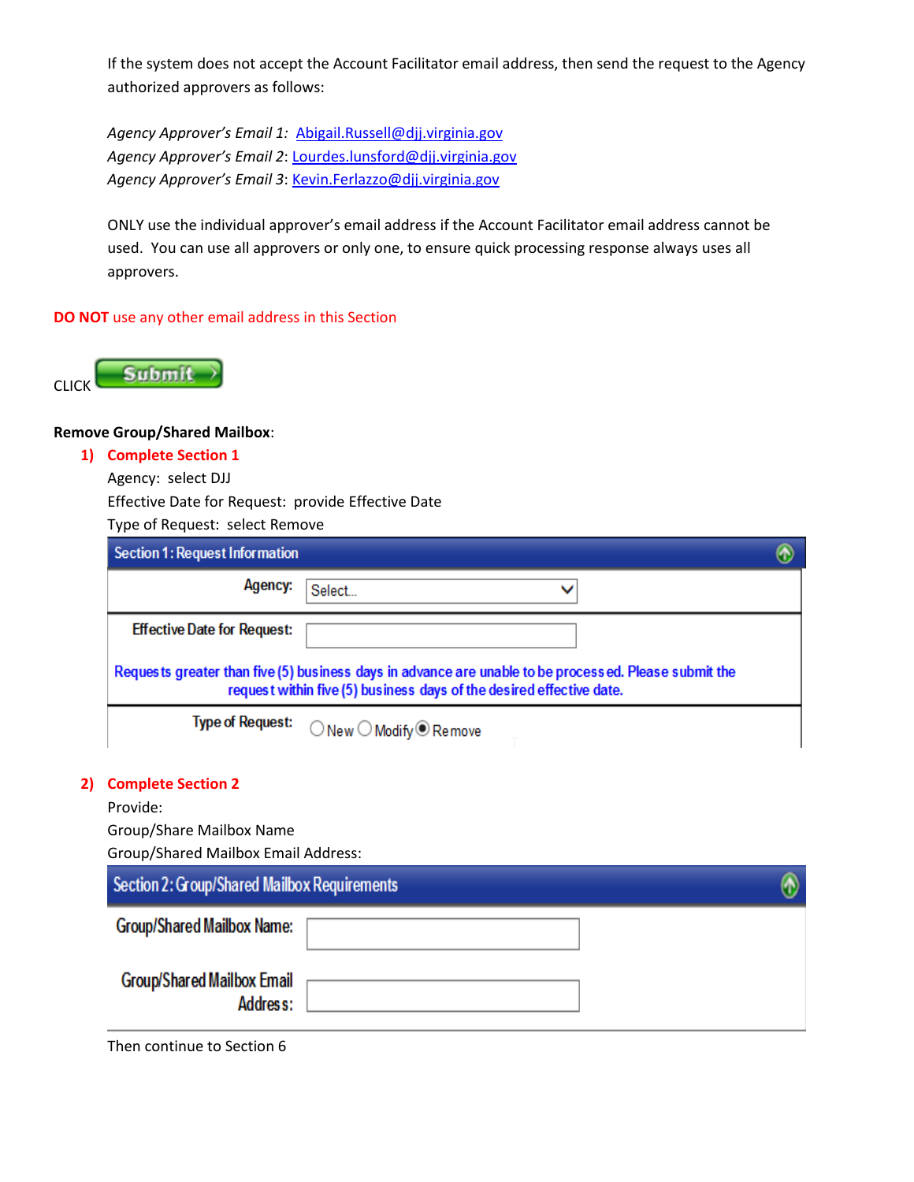If the system does not accept the Account Facilitator email address, then send the request to the Agency authorized approvers as follows:

*Agency Approver's Email 1:* Abigail.Russell@djj.virginia.gov
*Agency Approver's Email 2*: Lourdes.lunsford@djj.virginia.gov
*Agency Approver's Email 3*: Kevin.Ferlazzo@djj.virginia.gov

ONLY use the individual approver's email address if the Account Facilitator email address cannot be used. You can use all approvers or only one, to ensure quick processing response always uses all approvers.

**DO NOT** use any other email address in this Section

CLICK Submit

**Remove Group/Shared Mailbox**:

1) **Complete Section 1**
   Agency: select DJJ
   Effective Date for Request: provide Effective Date
   Type of Request: select Remove

**Section 1: Request Information**

| | |
|---|---|
| Agency: | Select... |
| Effective Date for Request: | |
| Requests greater than five (5) business days in advance are unable to be processed. Please submit the request within five (5) business days of the desired effective date. | |
| Type of Request: | ○ New ○ Modify ◉ Remove |

2) **Complete Section 2**
   Provide:
   Group/Share Mailbox Name
   Group/Shared Mailbox Email Address:

**Section 2: Group/Shared Mailbox Requirements**

| | |
|---|---|
| Group/Shared Mailbox Name: | |
| Group/Shared Mailbox Email Address: | |

Then continue to Section 6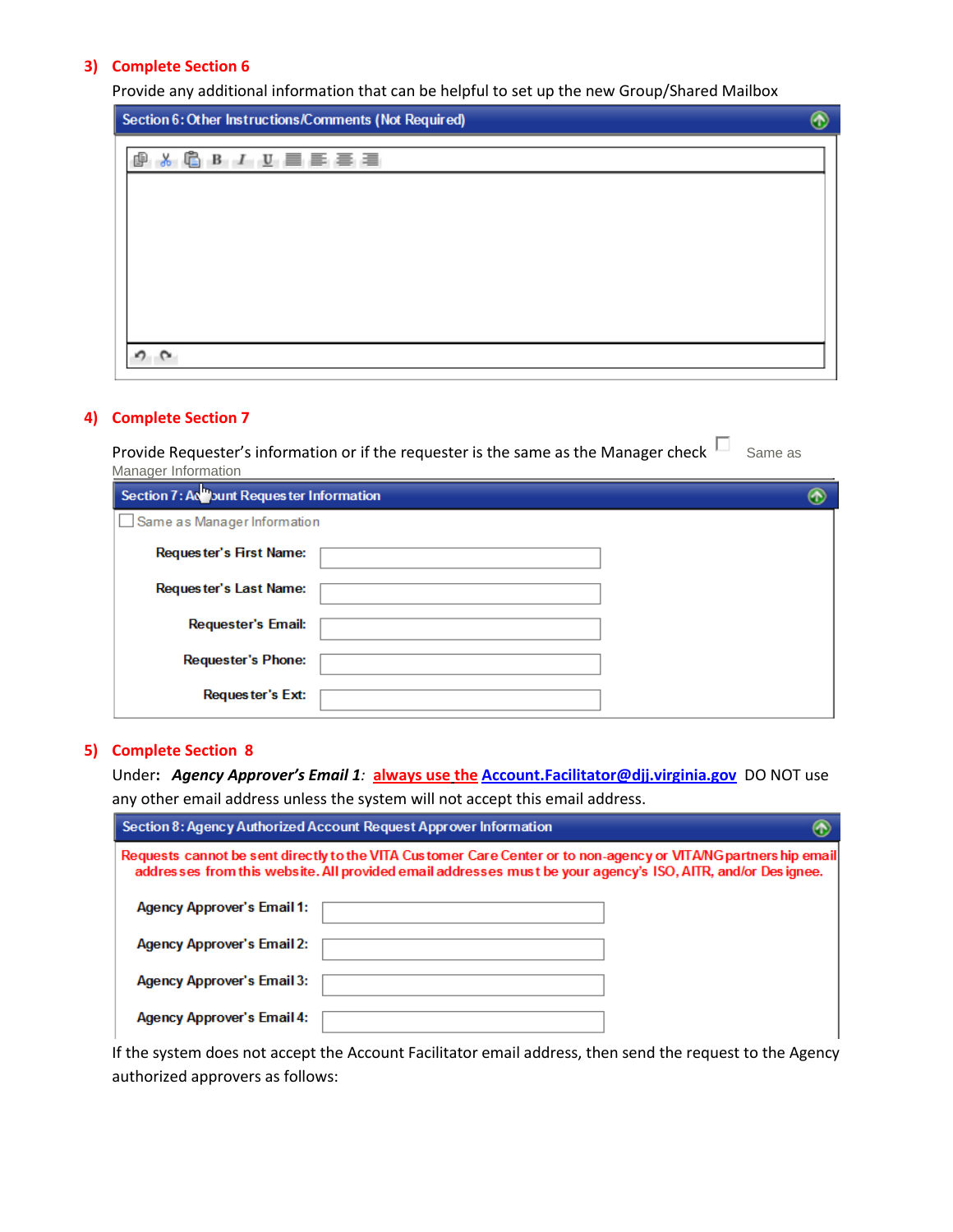**3) Complete Section 6**

Provide any additional information that can be helpful to set up the new Group/Shared Mailbox

**Section 6: Other Instructions/Comments (Not Required)**

**4) Complete Section 7**

Provide Requester's information or if the requester is the same as the Manager check ☐ Same as Manager Information

**Section 7: Account Requester Information**

☐ Same as Manager Information

**Requester's First Name:**

**Requester's Last Name:**

**Requester's Email:**

**Requester's Phone:**

**Requester's Ext:**

**5) Complete Section 8**

Under: ***Agency Approver's Email 1**:* always use the Account.Facilitator@djj.virginia.gov DO NOT use any other email address unless the system will not accept this email address.

**Section 8: Agency Authorized Account Request Approver Information**

**Requests cannot be sent directly to the VITA Customer Care Center or to non-agency or VITA/NG partnership email addresses from this website. All provided email addresses must be your agency's ISO, AITR, and/or Designee.**

**Agency Approver's Email 1:**

**Agency Approver's Email 2:**

**Agency Approver's Email 3:**

**Agency Approver's Email 4:**

If the system does not accept the Account Facilitator email address, then send the request to the Agency authorized approvers as follows: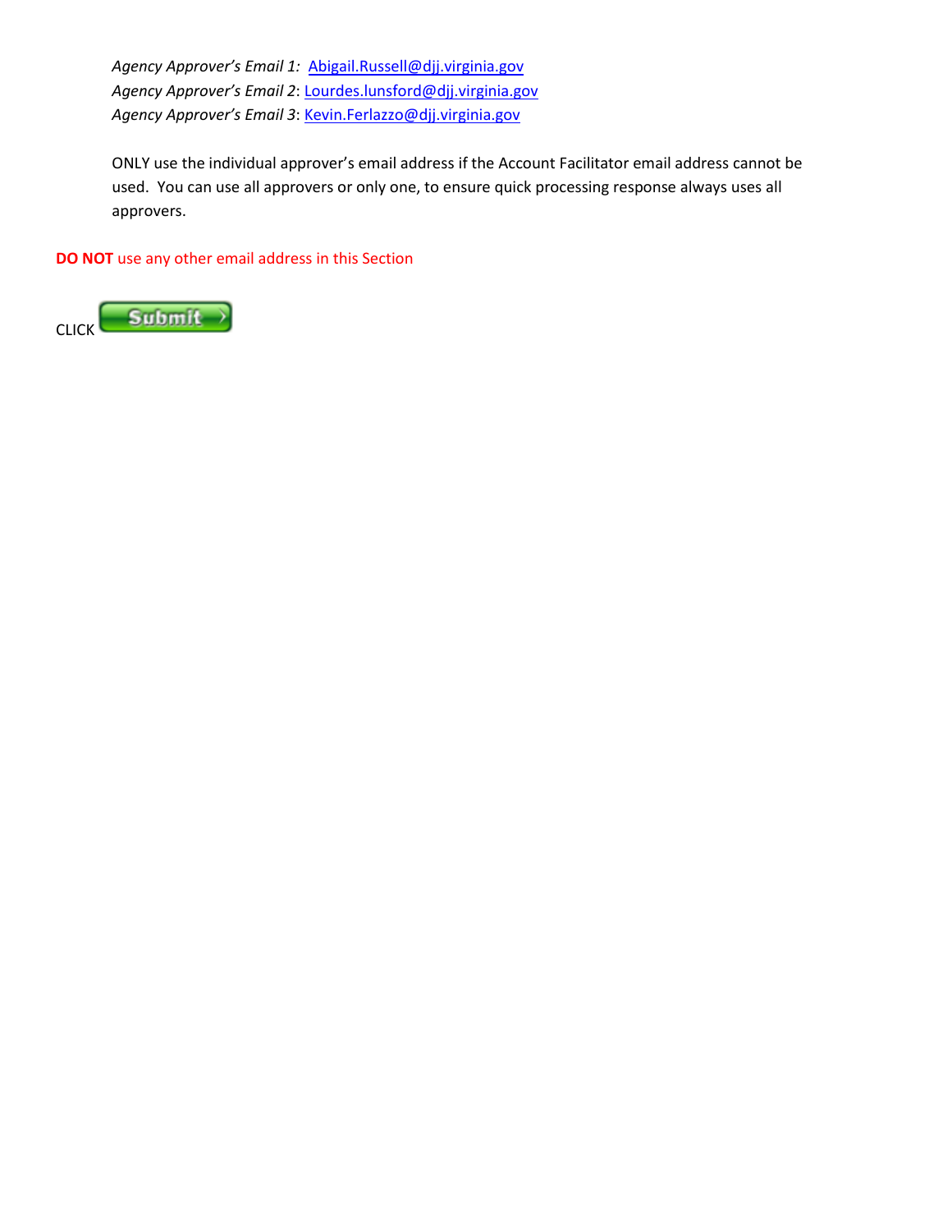*Agency Approver's Email 1:* Abigail.Russell@djj.virginia.gov
*Agency Approver's Email 2*: Lourdes.lunsford@djj.virginia.gov
*Agency Approver's Email 3*: Kevin.Ferlazzo@djj.virginia.gov

ONLY use the individual approver's email address if the Account Facilitator email address cannot be used. You can use all approvers or only one, to ensure quick processing response always uses all approvers.

**DO NOT** use any other email address in this Section

CLICK Submit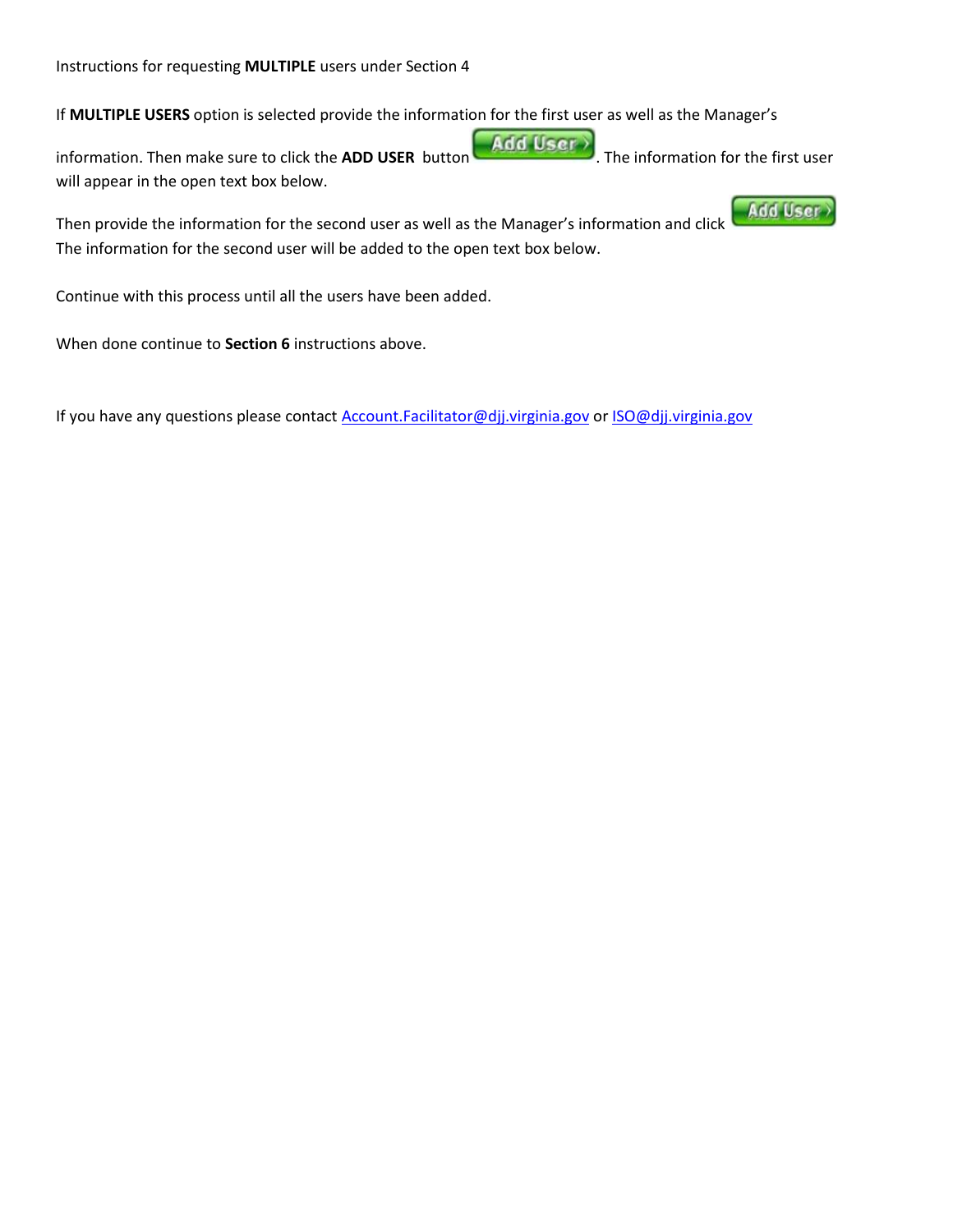Instructions for requesting **MULTIPLE** users under Section 4

If **MULTIPLE USERS** option is selected provide the information for the first user as well as the Manager's information. Then make sure to click the **ADD USER** button . The information for the first user will appear in the open text box below.

Then provide the information for the second user as well as the Manager's information and click  The information for the second user will be added to the open text box below.

Continue with this process until all the users have been added.

When done continue to **Section 6** instructions above.

If you have any questions please contact Account.Facilitator@djj.virginia.gov or ISO@djj.virginia.gov